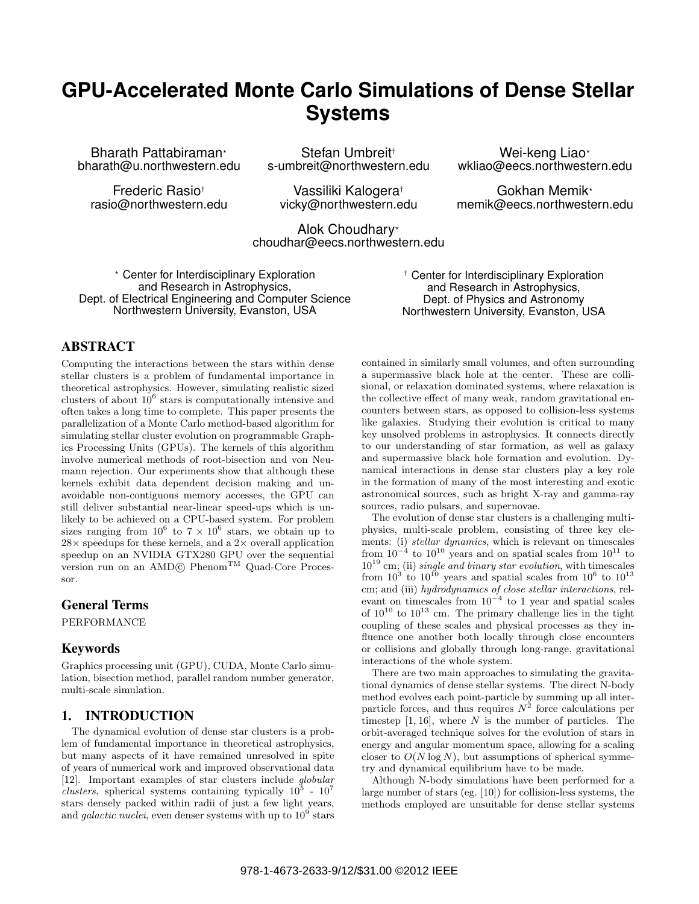# GPU-Accelerated Monte Carlo Simulations of Dense Stellar Systems

Bharath Pattabiraman*
bharath@u.northwestern.edu

Stefan Umbreit†
s-umbreit@northwestern.edu

Wei-keng Liao*
wkliao@eecs.northwestern.edu

Frederic Rasio†
rasio@northwestern.edu

Vassiliki Kalogera†
vicky@northwestern.edu

Gokhan Memik*
memik@eecs.northwestern.edu

Alok Choudhary*
choudhar@eecs.northwestern.edu

* Center for Interdisciplinary Exploration and Research in Astrophysics, Dept. of Electrical Engineering and Computer Science Northwestern University, Evanston, USA

† Center for Interdisciplinary Exploration and Research in Astrophysics, Dept. of Physics and Astronomy Northwestern University, Evanston, USA

## ABSTRACT

Computing the interactions between the stars within dense stellar clusters is a problem of fundamental importance in theoretical astrophysics. However, simulating realistic sized clusters of about $10^6$ stars is computationally intensive and often takes a long time to complete. This paper presents the parallelization of a Monte Carlo method-based algorithm for simulating stellar cluster evolution on programmable Graphics Processing Units (GPUs). The kernels of this algorithm involve numerical methods of root-bisection and von Neumann rejection. Our experiments show that although these kernels exhibit data dependent decision making and unavoidable non-contiguous memory accesses, the GPU can still deliver substantial near-linear speed-ups which is unlikely to be achieved on a CPU-based system. For problem sizes ranging from $10^6$ to $7 \times 10^6$ stars, we obtain up to $28\times$ speedups for these kernels, and a $2\times$ overall application speedup on an NVIDIA GTX280 GPU over the sequential version run on an AMD© Phenom™ Quad-Core Processor.

### General Terms

PERFORMANCE

### Keywords

Graphics processing unit (GPU), CUDA, Monte Carlo simulation, bisection method, parallel random number generator, multi-scale simulation.

## 1. INTRODUCTION

The dynamical evolution of dense star clusters is a problem of fundamental importance in theoretical astrophysics, but many aspects of it have remained unresolved in spite of years of numerical work and improved observational data [12]. Important examples of star clusters include *globular clusters*, spherical systems containing typically $10^5$ - $10^7$ stars densely packed within radii of just a few light years, and *galactic nuclei*, even denser systems with up to $10^9$ stars contained in similarly small volumes, and often surrounding a supermassive black hole at the center. These are collisional, or relaxation dominated systems, where relaxation is the collective effect of many weak, random gravitational encounters between stars, as opposed to collision-less systems like galaxies. Studying their evolution is critical to many key unsolved problems in astrophysics. It connects directly to our understanding of star formation, as well as galaxy and supermassive black hole formation and evolution. Dynamical interactions in dense star clusters play a key role in the formation of many of the most interesting and exotic astronomical sources, such as bright X-ray and gamma-ray sources, radio pulsars, and supernovae.

The evolution of dense star clusters is a challenging multi-physics, multi-scale problem, consisting of three key elements: (i) *stellar dynamics*, which is relevant on timescales from $10^{-4}$ to $10^{10}$ years and on spatial scales from $10^{11}$ to $10^{19}$ cm; (ii) *single and binary star evolution*, with timescales from $10^3$ to $10^{10}$ years and spatial scales from $10^6$ to $10^{13}$ cm; and (iii) *hydrodynamics of close stellar interactions*, relevant on timescales from $10^{-4}$ to 1 year and spatial scales of $10^{10}$ to $10^{13}$ cm. The primary challenge lies in the tight coupling of these scales and physical processes as they influence one another both locally through close encounters or collisions and globally through long-range, gravitational interactions of the whole system.

There are two main approaches to simulating the gravitational dynamics of dense stellar systems. The direct N-body method evolves each point-particle by summing up all interparticle forces, and thus requires $N^2$ force calculations per timestep [1, 16], where $N$ is the number of particles. The orbit-averaged technique solves for the evolution of stars in energy and angular momentum space, allowing for a scaling closer to $O(N \log N)$, but assumptions of spherical symmetry and dynamical equilibrium have to be made.

Although N-body simulations have been performed for a large number of stars (eg. [10]) for collision-less systems, the methods employed are unsuitable for dense stellar systems

978-1-4673-2633-9/12/$31.00 ©2012 IEEE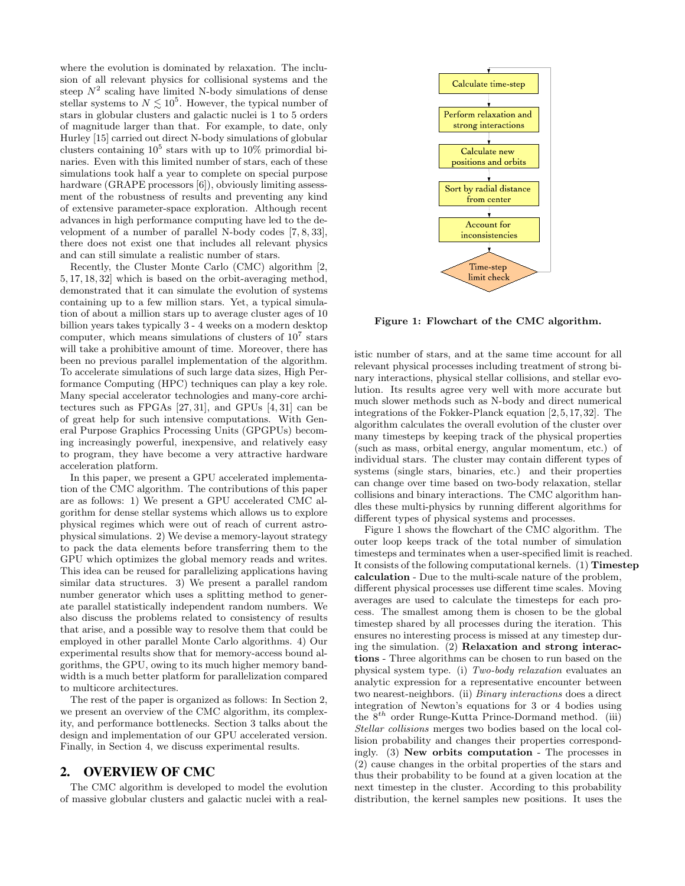where the evolution is dominated by relaxation. The inclusion of all relevant physics for collisional systems and the steep $N^2$ scaling have limited N-body simulations of dense stellar systems to $N \lesssim 10^5$. However, the typical number of stars in globular clusters and galactic nuclei is 1 to 5 orders of magnitude larger than that. For example, to date, only Hurley [15] carried out direct N-body simulations of globular clusters containing $10^5$ stars with up to 10% primordial binaries. Even with this limited number of stars, each of these simulations took half a year to complete on special purpose hardware (GRAPE processors [6]), obviously limiting assessment of the robustness of results and preventing any kind of extensive parameter-space exploration. Although recent advances in high performance computing have led to the development of a number of parallel N-body codes [7, 8, 33], there does not exist one that includes all relevant physics and can still simulate a realistic number of stars.

Recently, the Cluster Monte Carlo (CMC) algorithm [2, 5, 17, 18, 32] which is based on the orbit-averaging method, demonstrated that it can simulate the evolution of systems containing up to a few million stars. Yet, a typical simulation of about a million stars up to average cluster ages of 10 billion years takes typically 3 - 4 weeks on a modern desktop computer, which means simulations of clusters of $10^7$ stars will take a prohibitive amount of time. Moreover, there has been no previous parallel implementation of the algorithm. To accelerate simulations of such large data sizes, High Performance Computing (HPC) techniques can play a key role. Many special accelerator technologies and many-core architectures such as FPGAs [27, 31], and GPUs [4, 31] can be of great help for such intensive computations. With General Purpose Graphics Processing Units (GPGPUs) becoming increasingly powerful, inexpensive, and relatively easy to program, they have become a very attractive hardware acceleration platform.

In this paper, we present a GPU accelerated implementation of the CMC algorithm. The contributions of this paper are as follows: 1) We present a GPU accelerated CMC algorithm for dense stellar systems which allows us to explore physical regimes which were out of reach of current astrophysical simulations. 2) We devise a memory-layout strategy to pack the data elements before transferring them to the GPU which optimizes the global memory reads and writes. This idea can be reused for parallelizing applications having similar data structures. 3) We present a parallel random number generator which uses a splitting method to generate parallel statistically independent random numbers. We also discuss the problems related to consistency of results that arise, and a possible way to resolve them that could be employed in other parallel Monte Carlo algorithms. 4) Our experimental results show that for memory-access bound algorithms, the GPU, owing to its much higher memory bandwidth is a much better platform for parallelization compared to multicore architectures.

The rest of the paper is organized as follows: In Section 2, we present an overview of the CMC algorithm, its complexity, and performance bottlenecks. Section 3 talks about the design and implementation of our GPU accelerated version. Finally, in Section 4, we discuss experimental results.

## 2. OVERVIEW OF CMC

The CMC algorithm is developed to model the evolution of massive globular clusters and galactic nuclei with a realistic number of stars, and at the same time account for all relevant physical processes including treatment of strong binary interactions, physical stellar collisions, and stellar evolution. Its results agree very well with more accurate but much slower methods such as N-body and direct numerical integrations of the Fokker-Planck equation [2, 5, 17, 32]. The algorithm calculates the overall evolution of the cluster over many timesteps by keeping track of the physical properties (such as mass, orbital energy, angular momentum, etc.) of individual stars. The cluster may contain different types of systems (single stars, binaries, etc.) and their properties can change over time based on two-body relaxation, stellar collisions and binary interactions. The CMC algorithm handles these multi-physics by running different algorithms for different types of physical systems and processes.

Calculate time-step → Perform relaxation and strong interactions → Calculate new positions and orbits → Sort by radial distance from center → Account for inconsistencies → Time-step limit check

**Figure 1: Flowchart of the CMC algorithm.**

Figure 1 shows the flowchart of the CMC algorithm. The outer loop keeps track of the total number of simulation timesteps and terminates when a user-specified limit is reached. It consists of the following computational kernels. (1) **Timestep calculation** - Due to the multi-scale nature of the problem, different physical processes use different time scales. Moving averages are used to calculate the timesteps for each process. The smallest among them is chosen to be the global timestep shared by all processes during the iteration. This ensures no interesting process is missed at any timestep during the simulation. (2) **Relaxation and strong interactions** - Three algorithms can be chosen to run based on the physical system type. (i) *Two-body relaxation* evaluates an analytic expression for a representative encounter between two nearest-neighbors. (ii) *Binary interactions* does a direct integration of Newton's equations for 3 or 4 bodies using the $8^{th}$ order Runge-Kutta Prince-Dormand method. (iii) *Stellar collisions* merges two bodies based on the local collision probability and changes their properties correspondingly. (3) **New orbits computation** - The processes in (2) cause changes in the orbital properties of the stars and thus their probability to be found at a given location at the next timestep in the cluster. According to this probability distribution, the kernel samples new positions. It uses the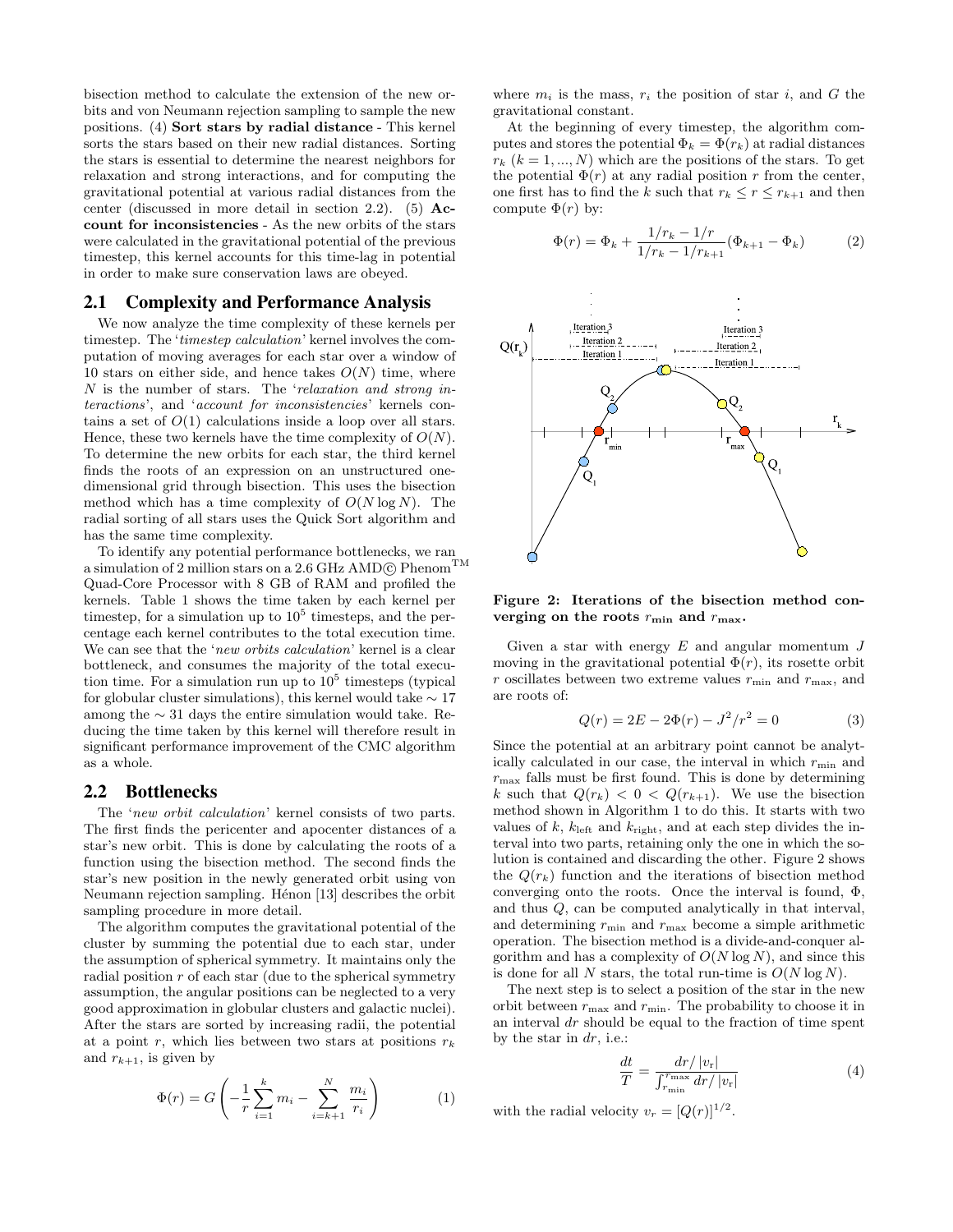bisection method to calculate the extension of the new orbits and von Neumann rejection sampling to sample the new positions. (4) **Sort stars by radial distance** - This kernel sorts the stars based on their new radial distances. Sorting the stars is essential to determine the nearest neighbors for relaxation and strong interactions, and for computing the gravitational potential at various radial distances from the center (discussed in more detail in section 2.2). (5) **Account for inconsistencies** - As the new orbits of the stars were calculated in the gravitational potential of the previous timestep, this kernel accounts for this time-lag in potential in order to make sure conservation laws are obeyed.

## 2.1 Complexity and Performance Analysis

We now analyze the time complexity of these kernels per timestep. The '*timestep calculation*' kernel involves the computation of moving averages for each star over a window of 10 stars on either side, and hence takes $O(N)$ time, where $N$ is the number of stars. The '*relaxation and strong interactions*', and '*account for inconsistencies*' kernels contains a set of $O(1)$ calculations inside a loop over all stars. Hence, these two kernels have the time complexity of $O(N)$. To determine the new orbits for each star, the third kernel finds the roots of an expression on an unstructured one-dimensional grid through bisection. This uses the bisection method which has a time complexity of $O(N \log N)$. The radial sorting of all stars uses the Quick Sort algorithm and has the same time complexity.

To identify any potential performance bottlenecks, we ran a simulation of 2 million stars on a 2.6 GHz AMD© Phenom™ Quad-Core Processor with 8 GB of RAM and profiled the kernels. Table 1 shows the time taken by each kernel per timestep, for a simulation up to $10^5$ timesteps, and the percentage each kernel contributes to the total execution time. We can see that the '*new orbits calculation*' kernel is a clear bottleneck, and consumes the majority of the total execution time. For a simulation run up to $10^5$ timesteps (typical for globular cluster simulations), this kernel would take $\sim 17$ among the $\sim 31$ days the entire simulation would take. Reducing the time taken by this kernel will therefore result in significant performance improvement of the CMC algorithm as a whole.

## 2.2 Bottlenecks

The '*new orbit calculation*' kernel consists of two parts. The first finds the pericenter and apocenter distances of a star's new orbit. This is done by calculating the roots of a function using the bisection method. The second finds the star's new position in the newly generated orbit using von Neumann rejection sampling. Hénon [13] describes the orbit sampling procedure in more detail.

The algorithm computes the gravitational potential of the cluster by summing the potential due to each star, under the assumption of spherical symmetry. It maintains only the radial position $r$ of each star (due to the spherical symmetry assumption, the angular positions can be neglected to a very good approximation in globular clusters and galactic nuclei). After the stars are sorted by increasing radii, the potential at a point $r$, which lies between two stars at positions $r_k$ and $r_{k+1}$, is given by

$$\Phi(r) = G\left(-\frac{1}{r}\sum_{i=1}^{k} m_i - \sum_{i=k+1}^{N} \frac{m_i}{r_i}\right) \tag{1}$$

where $m_i$ is the mass, $r_i$ the position of star $i$, and $G$ the gravitational constant.

At the beginning of every timestep, the algorithm computes and stores the potential $\Phi_k = \Phi(r_k)$ at radial distances $r_k$ $(k = 1, ..., N)$ which are the positions of the stars. To get the potential $\Phi(r)$ at any radial position $r$ from the center, one first has to find the $k$ such that $r_k \le r \le r_{k+1}$ and then compute $\Phi(r)$ by:

$$\Phi(r) = \Phi_k + \frac{1/r_k - 1/r}{1/r_k - 1/r_{k+1}}(\Phi_{k+1} - \Phi_k) \tag{2}$$

**Figure 2: Iterations of the bisection method converging on the roots $r_{\min}$ and $r_{\max}$.**

Given a star with energy $E$ and angular momentum $J$ moving in the gravitational potential $\Phi(r)$, its rosette orbit $r$ oscillates between two extreme values $r_{\min}$ and $r_{\max}$, and are roots of:

$$Q(r) = 2E - 2\Phi(r) - J^2/r^2 = 0 \tag{3}$$

Since the potential at an arbitrary point cannot be analytically calculated in our case, the interval in which $r_{\min}$ and $r_{\max}$ falls must be first found. This is done by determining $k$ such that $Q(r_k) < 0 < Q(r_{k+1})$. We use the bisection method shown in Algorithm 1 to do this. It starts with two values of $k$, $k_{\text{left}}$ and $k_{\text{right}}$, and at each step divides the interval into two parts, retaining only the one in which the solution is contained and discarding the other. Figure 2 shows the $Q(r_k)$ function and the iterations of bisection method converging onto the roots. Once the interval is found, $\Phi$, and thus $Q$, can be computed analytically in that interval, and determining $r_{\min}$ and $r_{\max}$ become a simple arithmetic operation. The bisection method is a divide-and-conquer algorithm and has a complexity of $O(N \log N)$, and since this is done for all $N$ stars, the total run-time is $O(N \log N)$.

The next step is to select a position of the star in the new orbit between $r_{\max}$ and $r_{\min}$. The probability to choose it in an interval $dr$ should be equal to the fraction of time spent by the star in $dr$, i.e.:

$$\frac{dt}{T} = \frac{dr/|v_r|}{\int_{r_{\min}}^{r_{\max}} dr/|v_r|} \tag{4}$$

with the radial velocity $v_r = [Q(r)]^{1/2}$.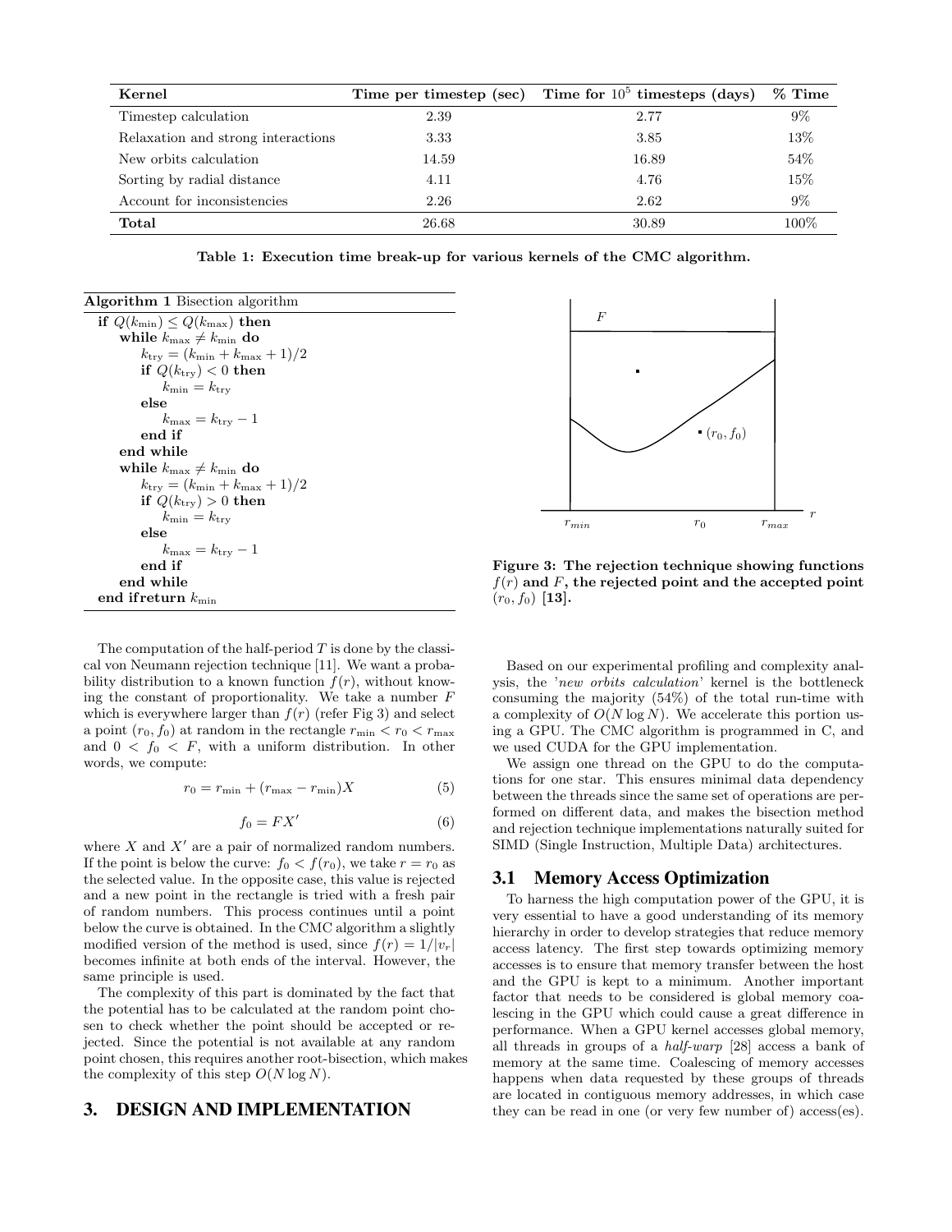| Kernel | Time per timestep (sec) | Time for $10^5$ timesteps (days) | % Time |
|---|---|---|---|
| Timestep calculation | 2.39 | 2.77 | 9% |
| Relaxation and strong interactions | 3.33 | 3.85 | 13% |
| New orbits calculation | 14.59 | 16.89 | 54% |
| Sorting by radial distance | 4.11 | 4.76 | 15% |
| Account for inconsistencies | 2.26 | 2.62 | 9% |
| **Total** | 26.68 | 30.89 | 100% |

**Table 1: Execution time break-up for various kernels of the CMC algorithm.**

**Algorithm 1** Bisection algorithm

```
if Q(k_min) ≤ Q(k_max) then
    while k_max ≠ k_min do
        k_try = (k_min + k_max + 1)/2
        if Q(k_try) < 0 then
            k_min = k_try
        else
            k_max = k_try − 1
        end if
    end while
    while k_max ≠ k_min do
        k_try = (k_min + k_max + 1)/2
        if Q(k_try) > 0 then
            k_min = k_try
        else
            k_max = k_try − 1
        end if
    end while
end ifreturn k_min
```

**Figure 3: The rejection technique showing functions $f(r)$ and $F$, the rejected point and the accepted point $(r_0, f_0)$ [13].**

The computation of the half-period $T$ is done by the classical von Neumann rejection technique [11]. We want a probability distribution to a known function $f(r)$, without knowing the constant of proportionality. We take a number $F$ which is everywhere larger than $f(r)$ (refer Fig 3) and select a point $(r_0, f_0)$ at random in the rectangle $r_{\min} < r_0 < r_{\max}$ and $0 < f_0 < F$, with a uniform distribution. In other words, we compute:

$$r_0 = r_{\min} + (r_{\max} - r_{\min})X \tag{5}$$

$$f_0 = FX' \tag{6}$$

where $X$ and $X'$ are a pair of normalized random numbers. If the point is below the curve: $f_0 < f(r_0)$, we take $r = r_0$ as the selected value. In the opposite case, this value is rejected and a new point in the rectangle is tried with a fresh pair of random numbers. This process continues until a point below the curve is obtained. In the CMC algorithm a slightly modified version of the method is used, since $f(r) = 1/|v_r|$ becomes infinite at both ends of the interval. However, the same principle is used.

The complexity of this part is dominated by the fact that the potential has to be calculated at the random point chosen to check whether the point should be accepted or rejected. Since the potential is not available at any random point chosen, this requires another root-bisection, which makes the complexity of this step $O(N \log N)$.

# 3. DESIGN AND IMPLEMENTATION

Based on our experimental profiling and complexity analysis, the '*new orbits calculation*' kernel is the bottleneck consuming the majority (54%) of the total run-time with a complexity of $O(N \log N)$. We accelerate this portion using a GPU. The CMC algorithm is programmed in C, and we used CUDA for the GPU implementation.

We assign one thread on the GPU to do the computations for one star. This ensures minimal data dependency between the threads since the same set of operations are performed on different data, and makes the bisection method and rejection technique implementations naturally suited for SIMD (Single Instruction, Multiple Data) architectures.

## 3.1 Memory Access Optimization

To harness the high computation power of the GPU, it is very essential to have a good understanding of its memory hierarchy in order to develop strategies that reduce memory access latency. The first step towards optimizing memory accesses is to ensure that memory transfer between the host and the GPU is kept to a minimum. Another important factor that needs to be considered is global memory coalescing in the GPU which could cause a great difference in performance. When a GPU kernel accesses global memory, all threads in groups of a *half-warp* [28] access a bank of memory at the same time. Coalescing of memory accesses happens when data requested by these groups of threads are located in contiguous memory addresses, in which case they can be read in one (or very few number of) access(es).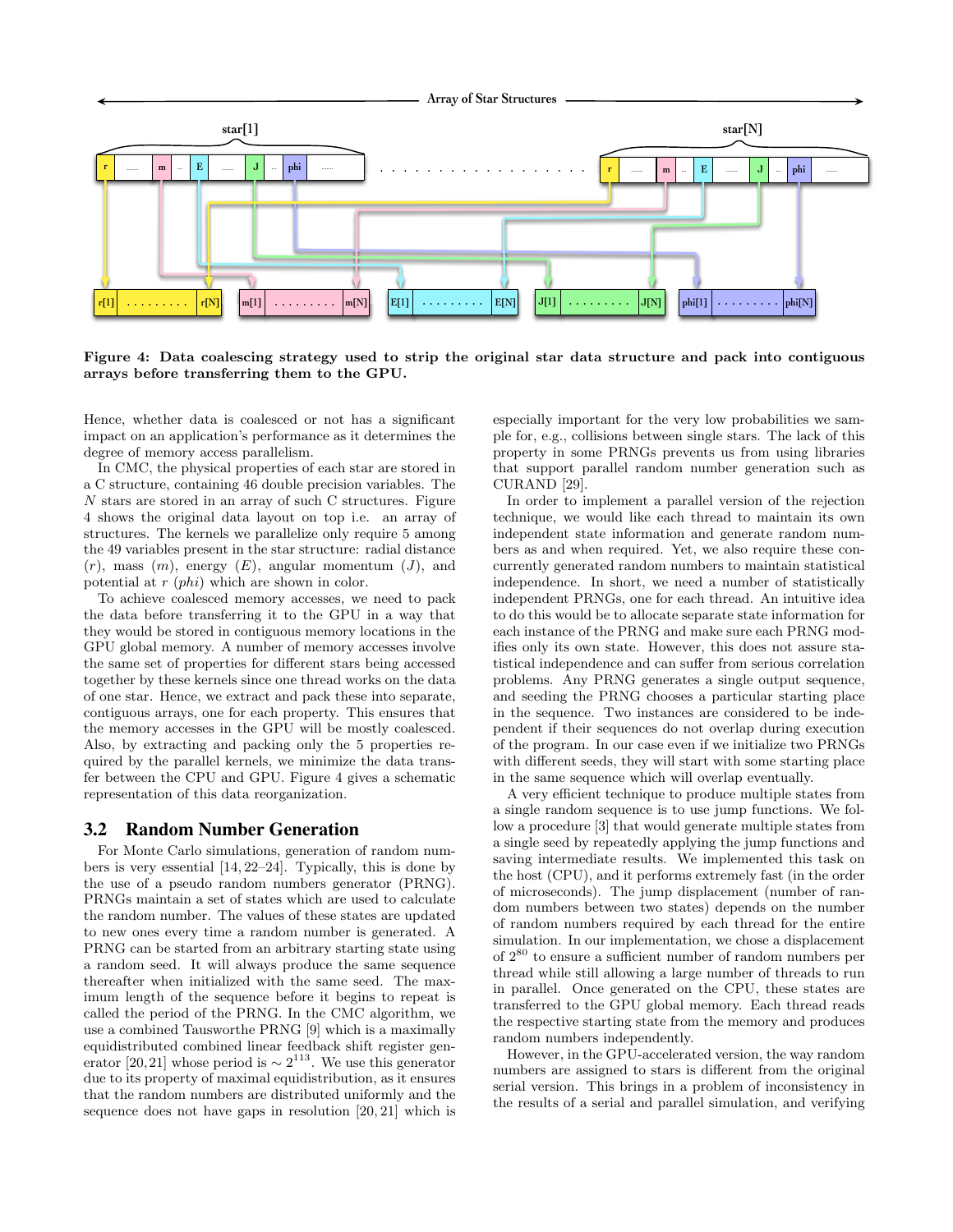Array of Star Structures

star[1]

r ...... m .. E ...... J .. phi ......

. . . . . . . . . . . . . . . . . .

star[N]

r ...... m .. E ...... J .. phi ......

r[1] . . . . . . . . . r[N]   m[1] . . . . . . . . . m[N]   E[1] . . . . . . . . . E[N]   J[1] . . . . . . . . . J[N]   phi[1] . . . . . . . . . phi[N]

**Figure 4: Data coalescing strategy used to strip the original star data structure and pack into contiguous arrays before transferring them to the GPU.**

Hence, whether data is coalesced or not has a significant impact on an application's performance as it determines the degree of memory access parallelism.

In CMC, the physical properties of each star are stored in a C structure, containing 46 double precision variables. The $N$ stars are stored in an array of such C structures. Figure 4 shows the original data layout on top i.e. an array of structures. The kernels we parallelize only require 5 among the 49 variables present in the star structure: radial distance ($r$), mass ($m$), energy ($E$), angular momentum ($J$), and potential at $r$ ($phi$) which are shown in color.

To achieve coalesced memory accesses, we need to pack the data before transferring it to the GPU in a way that they would be stored in contiguous memory locations in the GPU global memory. A number of memory accesses involve the same set of properties for different stars being accessed together by these kernels since one thread works on the data of one star. Hence, we extract and pack these into separate, contiguous arrays, one for each property. This ensures that the memory accesses in the GPU will be mostly coalesced. Also, by extracting and packing only the 5 properties required by the parallel kernels, we minimize the data transfer between the CPU and GPU. Figure 4 gives a schematic representation of this data reorganization.

## 3.2 Random Number Generation

For Monte Carlo simulations, generation of random numbers is very essential [14, 22–24]. Typically, this is done by the use of a pseudo random numbers generator (PRNG). PRNGs maintain a set of states which are used to calculate the random number. The values of these states are updated to new ones every time a random number is generated. A PRNG can be started from an arbitrary starting state using a random seed. It will always produce the same sequence thereafter when initialized with the same seed. The maximum length of the sequence before it begins to repeat is called the period of the PRNG. In the CMC algorithm, we use a combined Tausworthe PRNG [9] which is a maximally equidistributed combined linear feedback shift register generator [20, 21] whose period is $\sim 2^{113}$. We use this generator due to its property of maximal equidistribution, as it ensures that the random numbers are distributed uniformly and the sequence does not have gaps in resolution [20, 21] which is especially important for the very low probabilities we sample for, e.g., collisions between single stars. The lack of this property in some PRNGs prevents us from using libraries that support parallel random number generation such as CURAND [29].

In order to implement a parallel version of the rejection technique, we would like each thread to maintain its own independent state information and generate random numbers as and when required. Yet, we also require these concurrently generated random numbers to maintain statistical independence. In short, we need a number of statistically independent PRNGs, one for each thread. An intuitive idea to do this would be to allocate separate state information for each instance of the PRNG and make sure each PRNG modifies only its own state. However, this does not assure statistical independence and can suffer from serious correlation problems. Any PRNG generates a single output sequence, and seeding the PRNG chooses a particular starting place in the sequence. Two instances are considered to be independent if their sequences do not overlap during execution of the program. In our case even if we initialize two PRNGs with different seeds, they will start with some starting place in the same sequence which will overlap eventually.

A very efficient technique to produce multiple states from a single random sequence is to use jump functions. We follow a procedure [3] that would generate multiple states from a single seed by repeatedly applying the jump functions and saving intermediate results. We implemented this task on the host (CPU), and it performs extremely fast (in the order of microseconds). The jump displacement (number of random numbers between two states) depends on the number of random numbers required by each thread for the entire simulation. In our implementation, we chose a displacement of $2^{80}$ to ensure a sufficient number of random numbers per thread while still allowing a large number of threads to run in parallel. Once generated on the CPU, these states are transferred to the GPU global memory. Each thread reads the respective starting state from the memory and produces random numbers independently.

However, in the GPU-accelerated version, the way random numbers are assigned to stars is different from the original serial version. This brings in a problem of inconsistency in the results of a serial and parallel simulation, and verifying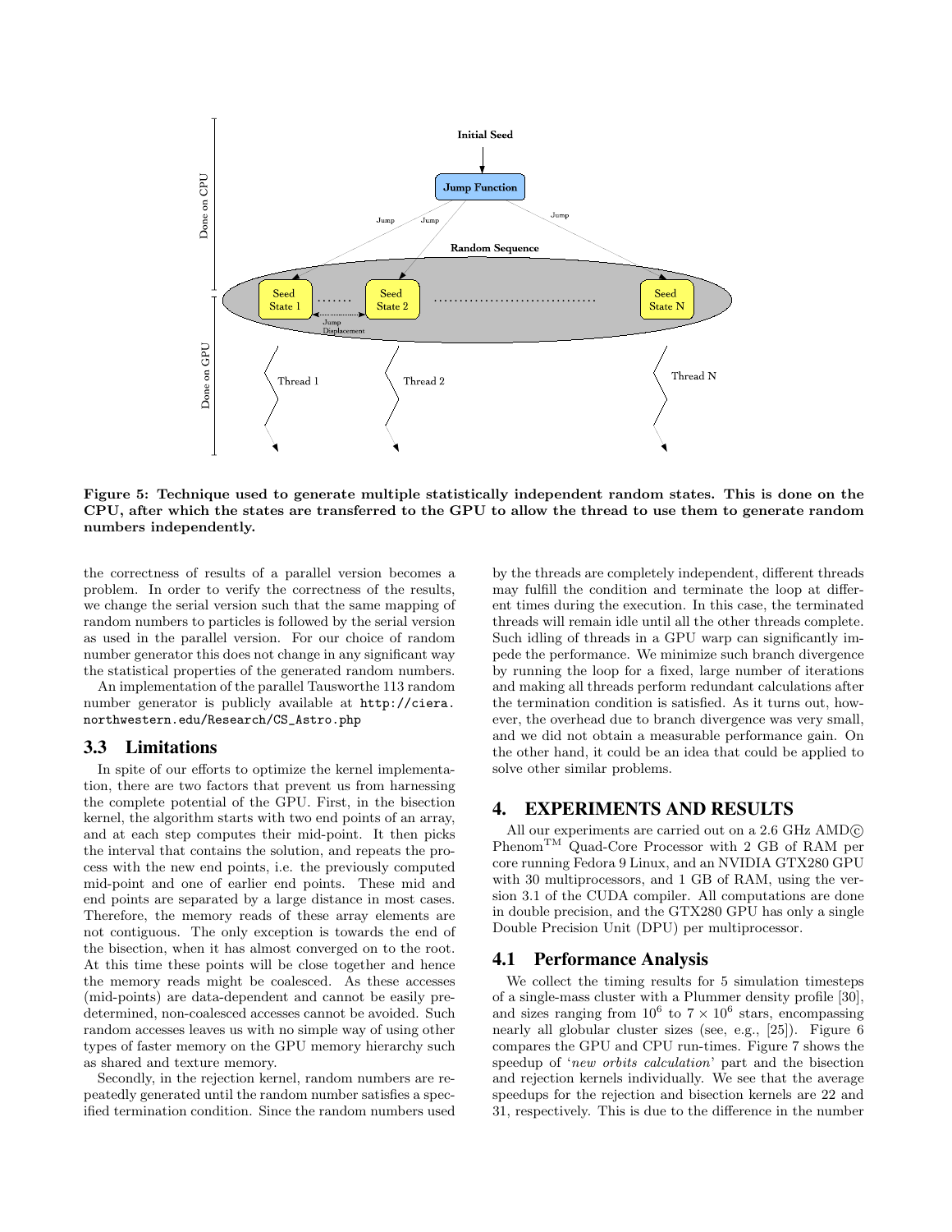Initial Seed

Jump Function

Jump

Jump

Jump

Random Sequence

Seed State 1

Seed State 2

Seed State N

Jump Displacement

Thread 1

Thread 2

Thread N

Done on CPU

Done on GPU

**Figure 5: Technique used to generate multiple statistically independent random states. This is done on the CPU, after which the states are transferred to the GPU to allow the thread to use them to generate random numbers independently.**

the correctness of results of a parallel version becomes a problem. In order to verify the correctness of the results, we change the serial version such that the same mapping of random numbers to particles is followed by the serial version as used in the parallel version. For our choice of random number generator this does not change in any significant way the statistical properties of the generated random numbers.

An implementation of the parallel Tausworthe 113 random number generator is publicly available at http://ciera.northwestern.edu/Research/CS_Astro.php

## 3.3 Limitations

In spite of our efforts to optimize the kernel implementation, there are two factors that prevent us from harnessing the complete potential of the GPU. First, in the bisection kernel, the algorithm starts with two end points of an array, and at each step computes their mid-point. It then picks the interval that contains the solution, and repeats the process with the new end points, i.e. the previously computed mid-point and one of earlier end points. These mid and end points are separated by a large distance in most cases. Therefore, the memory reads of these array elements are not contiguous. The only exception is towards the end of the bisection, when it has almost converged on to the root. At this time these points will be close together and hence the memory reads might be coalesced. As these accesses (mid-points) are data-dependent and cannot be easily predetermined, non-coalesced accesses cannot be avoided. Such random accesses leaves us with no simple way of using other types of faster memory on the GPU memory hierarchy such as shared and texture memory.

Secondly, in the rejection kernel, random numbers are repeatedly generated until the random number satisfies a specified termination condition. Since the random numbers used by the threads are completely independent, different threads may fulfill the condition and terminate the loop at different times during the execution. In this case, the terminated threads will remain idle until all the other threads complete. Such idling of threads in a GPU warp can significantly impede the performance. We minimize such branch divergence by running the loop for a fixed, large number of iterations and making all threads perform redundant calculations after the termination condition is satisfied. As it turns out, however, the overhead due to branch divergence was very small, and we did not obtain a measurable performance gain. On the other hand, it could be an idea that could be applied to solve other similar problems.

# 4. EXPERIMENTS AND RESULTS

All our experiments are carried out on a 2.6 GHz AMD© Phenom™ Quad-Core Processor with 2 GB of RAM per core running Fedora 9 Linux, and an NVIDIA GTX280 GPU with 30 multiprocessors, and 1 GB of RAM, using the version 3.1 of the CUDA compiler. All computations are done in double precision, and the GTX280 GPU has only a single Double Precision Unit (DPU) per multiprocessor.

## 4.1 Performance Analysis

We collect the timing results for 5 simulation timesteps of a single-mass cluster with a Plummer density profile [30], and sizes ranging from $10^6$ to $7 \times 10^6$ stars, encompassing nearly all globular cluster sizes (see, e.g., [25]). Figure 6 compares the GPU and CPU run-times. Figure 7 shows the speedup of '*new orbits calculation*' part and the bisection and rejection kernels individually. We see that the average speedups for the rejection and bisection kernels are 22 and 31, respectively. This is due to the difference in the number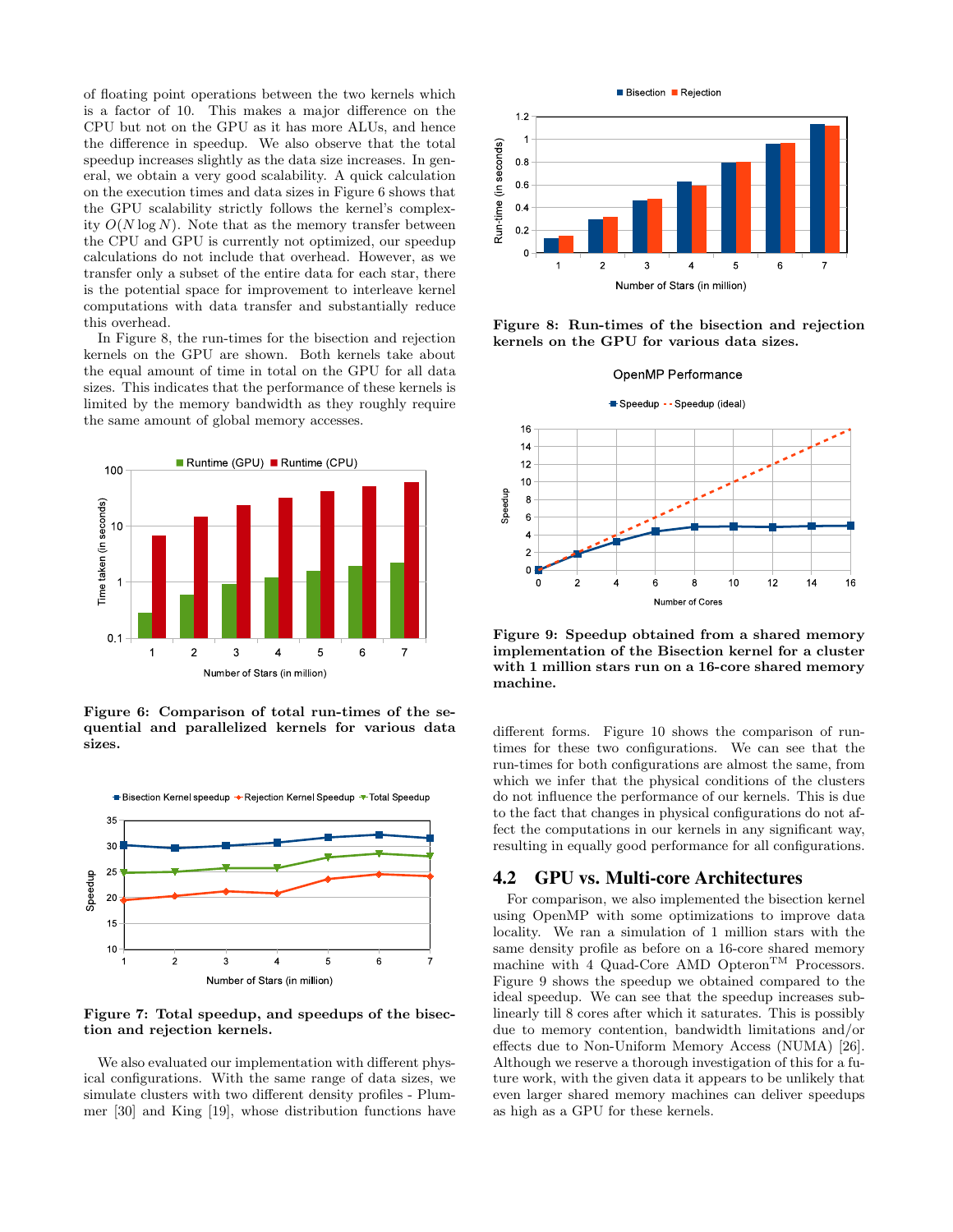of floating point operations between the two kernels which is a factor of 10. This makes a major difference on the CPU but not on the GPU as it has more ALUs, and hence the difference in speedup. We also observe that the total speedup increases slightly as the data size increases. In general, we obtain a very good scalability. A quick calculation on the execution times and data sizes in Figure 6 shows that the GPU scalability strictly follows the kernel's complexity $O(N \log N)$. Note that as the memory transfer between the CPU and GPU is currently not optimized, our speedup calculations do not include that overhead. However, as we transfer only a subset of the entire data for each star, there is the potential space for improvement to interleave kernel computations with data transfer and substantially reduce this overhead.

In Figure 8, the run-times for the bisection and rejection kernels on the GPU are shown. Both kernels take about the equal amount of time in total on the GPU for all data sizes. This indicates that the performance of these kernels is limited by the memory bandwidth as they roughly require the same amount of global memory accesses.

**Figure 6: Comparison of total run-times of the sequential and parallelized kernels for various data sizes.**

**Figure 7: Total speedup, and speedups of the bisection and rejection kernels.**

We also evaluated our implementation with different physical configurations. With the same range of data sizes, we simulate clusters with two different density profiles - Plummer [30] and King [19], whose distribution functions have different forms. Figure 10 shows the comparison of run-times for these two configurations. We can see that the run-times for both configurations are almost the same, from which we infer that the physical conditions of the clusters do not influence the performance of our kernels. This is due to the fact that changes in physical configurations do not affect the computations in our kernels in any significant way, resulting in equally good performance for all configurations.

**Figure 8: Run-times of the bisection and rejection kernels on the GPU for various data sizes.**

**Figure 9: Speedup obtained from a shared memory implementation of the Bisection kernel for a cluster with 1 million stars run on a 16-core shared memory machine.**

## 4.2 GPU vs. Multi-core Architectures

For comparison, we also implemented the bisection kernel using OpenMP with some optimizations to improve data locality. We ran a simulation of 1 million stars with the same density profile as before on a 16-core shared memory machine with 4 Quad-Core AMD Opteron™ Processors. Figure 9 shows the speedup we obtained compared to the ideal speedup. We can see that the speedup increases sub-linearly till 8 cores after which it saturates. This is possibly due to memory contention, bandwidth limitations and/or effects due to Non-Uniform Memory Access (NUMA) [26]. Although we reserve a thorough investigation of this for a future work, with the given data it appears to be unlikely that even larger shared memory machines can deliver speedups as high as a GPU for these kernels.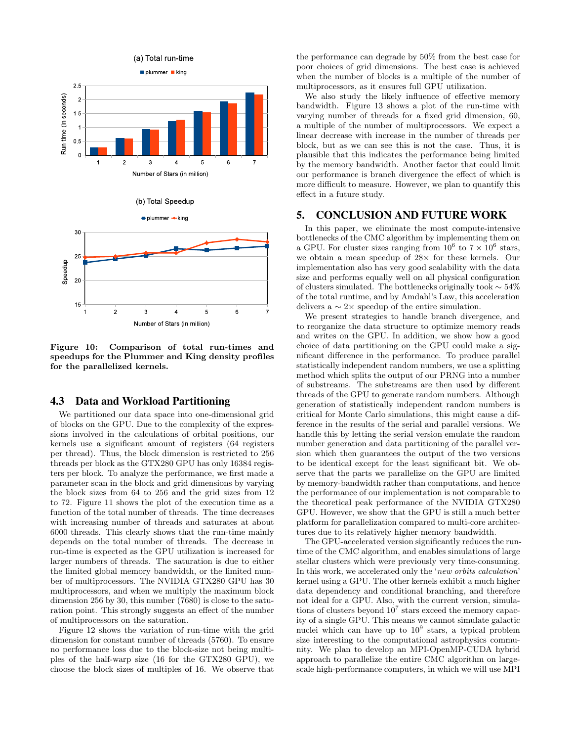Figure 10: Comparison of total run-times and speedups for the Plummer and King density profiles for the parallelized kernels.

### 4.3 Data and Workload Partitioning

We partitioned our data space into one-dimensional grid of blocks on the GPU. Due to the complexity of the expressions involved in the calculations of orbital positions, our kernels use a significant amount of registers (64 registers per thread). Thus, the block dimension is restricted to 256 threads per block as the GTX280 GPU has only 16384 registers per block. To analyze the performance, we first made a parameter scan in the block and grid dimensions by varying the block sizes from 64 to 256 and the grid sizes from 12 to 72. Figure 11 shows the plot of the execution time as a function of the total number of threads. The time decreases with increasing number of threads and saturates at about 6000 threads. This clearly shows that the run-time mainly depends on the total number of threads. The decrease in run-time is expected as the GPU utilization is increased for larger numbers of threads. The saturation is due to either the limited global memory bandwidth, or the limited number of multiprocessors. The NVIDIA GTX280 GPU has 30 multiprocessors, and when we multiply the maximum block dimension 256 by 30, this number (7680) is close to the saturation point. This strongly suggests an effect of the number of multiprocessors on the saturation.

Figure 12 shows the variation of run-time with the grid dimension for constant number of threads (5760). To ensure no performance loss due to the block-size not being multiples of the half-warp size (16 for the GTX280 GPU), we choose the block sizes of multiples of 16. We observe that the performance can degrade by 50% from the best case for poor choices of grid dimensions. The best case is achieved when the number of blocks is a multiple of the number of multiprocessors, as it ensures full GPU utilization.

We also study the likely influence of effective memory bandwidth. Figure 13 shows a plot of the run-time with varying number of threads for a fixed grid dimension, 60, a multiple of the number of multiprocessors. We expect a linear decrease with increase in the number of threads per block, but as we can see this is not the case. Thus, it is plausible that this indicates the performance being limited by the memory bandwidth. Another factor that could limit our performance is branch divergence the effect of which is more difficult to measure. However, we plan to quantify this effect in a future study.

## 5. CONCLUSION AND FUTURE WORK

In this paper, we eliminate the most compute-intensive bottlenecks of the CMC algorithm by implementing them on a GPU. For cluster sizes ranging from $10^6$ to $7 \times 10^6$ stars, we obtain a mean speedup of $28\times$ for these kernels. Our implementation also has very good scalability with the data size and performs equally well on all physical configuration of clusters simulated. The bottlenecks originally took $\sim 54\%$ of the total runtime, and by Amdahl's Law, this acceleration delivers a $\sim 2\times$ speedup of the entire simulation.

We present strategies to handle branch divergence, and to reorganize the data structure to optimize memory reads and writes on the GPU. In addition, we show how a good choice of data partitioning on the GPU could make a significant difference in the performance. To produce parallel statistically independent random numbers, we use a splitting method which splits the output of our PRNG into a number of substreams. The substreams are then used by different threads of the GPU to generate random numbers. Although generation of statistically independent random numbers is critical for Monte Carlo simulations, this might cause a difference in the results of the serial and parallel versions. We handle this by letting the serial version emulate the random number generation and data partitioning of the parallel version which then guarantees the output of the two versions to be identical except for the least significant bit. We observe that the parts we parallelize on the GPU are limited by memory-bandwidth rather than computations, and hence the performance of our implementation is not comparable to the theoretical peak performance of the NVIDIA GTX280 GPU. However, we show that the GPU is still a much better platform for parallelization compared to multi-core architectures due to its relatively higher memory bandwidth.

The GPU-accelerated version significantly reduces the runtime of the CMC algorithm, and enables simulations of large stellar clusters which were previously very time-consuming. In this work, we accelerated only the '*new orbits calculation*' kernel using a GPU. The other kernels exhibit a much higher data dependency and conditional branching, and therefore not ideal for a GPU. Also, with the current version, simulations of clusters beyond $10^7$ stars exceed the memory capacity of a single GPU. This means we cannot simulate galactic nuclei which can have up to $10^9$ stars, a typical problem size interesting to the computational astrophysics community. We plan to develop an MPI-OpenMP-CUDA hybrid approach to parallelize the entire CMC algorithm on large-scale high-performance computers, in which we will use MPI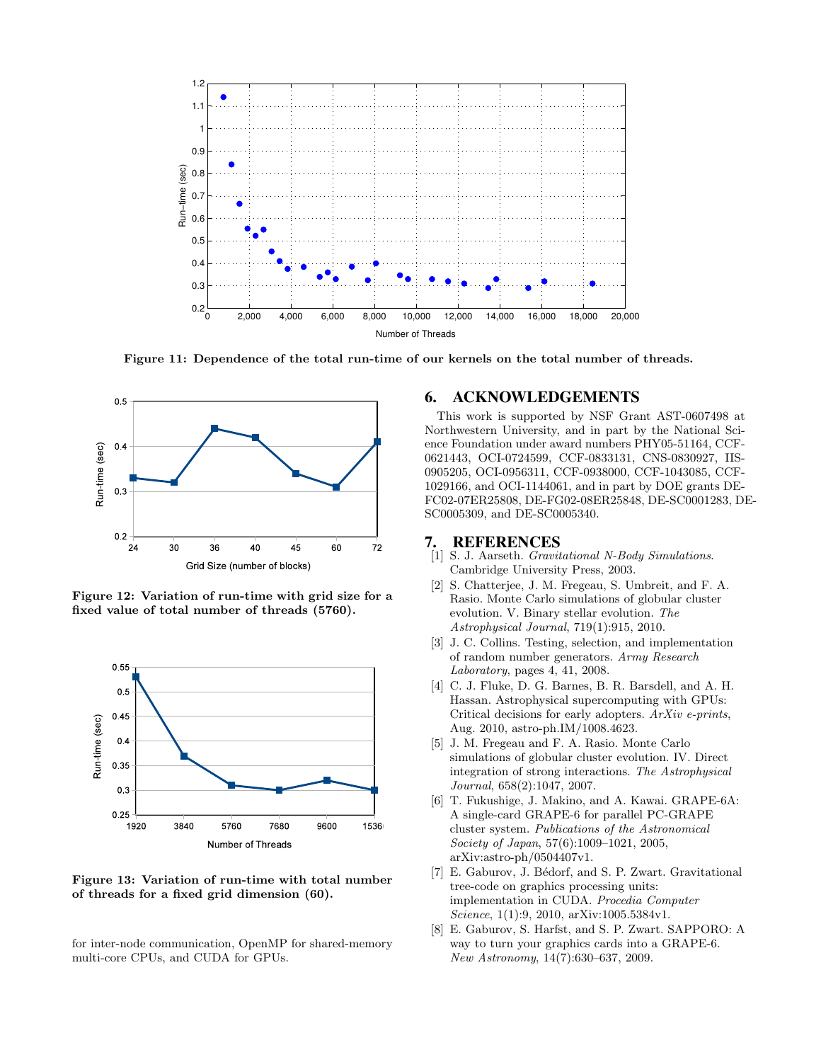**Figure 11: Dependence of the total run-time of our kernels on the total number of threads.**

**Figure 12: Variation of run-time with grid size for a fixed value of total number of threads (5760).**

**Figure 13: Variation of run-time with total number of threads for a fixed grid dimension (60).**

for inter-node communication, OpenMP for shared-memory multi-core CPUs, and CUDA for GPUs.

## 6. ACKNOWLEDGEMENTS

This work is supported by NSF Grant AST-0607498 at Northwestern University, and in part by the National Science Foundation under award numbers PHY05-51164, CCF-0621443, OCI-0724599, CCF-0833131, CNS-0830927, IIS-0905205, OCI-0956311, CCF-0938000, CCF-1043085, CCF-1029166, and OCI-1144061, and in part by DOE grants DE-FC02-07ER25808, DE-FG02-08ER25848, DE-SC0001283, DE-SC0005309, and DE-SC0005340.

## 7. REFERENCES

[1] S. J. Aarseth. *Gravitational N-Body Simulations*. Cambridge University Press, 2003.

[2] S. Chatterjee, J. M. Fregeau, S. Umbreit, and F. A. Rasio. Monte Carlo simulations of globular cluster evolution. V. Binary stellar evolution. *The Astrophysical Journal*, 719(1):915, 2010.

[3] J. C. Collins. Testing, selection, and implementation of random number generators. *Army Research Laboratory*, pages 4, 41, 2008.

[4] C. J. Fluke, D. G. Barnes, B. R. Barsdell, and A. H. Hassan. Astrophysical supercomputing with GPUs: Critical decisions for early adopters. *ArXiv e-prints*, Aug. 2010, astro-ph.IM/1008.4623.

[5] J. M. Fregeau and F. A. Rasio. Monte Carlo simulations of globular cluster evolution. IV. Direct integration of strong interactions. *The Astrophysical Journal*, 658(2):1047, 2007.

[6] T. Fukushige, J. Makino, and A. Kawai. GRAPE-6A: A single-card GRAPE-6 for parallel PC-GRAPE cluster system. *Publications of the Astronomical Society of Japan*, 57(6):1009–1021, 2005, arXiv:astro-ph/0504407v1.

[7] E. Gaburov, J. Bédorf, and S. P. Zwart. Gravitational tree-code on graphics processing units: implementation in CUDA. *Procedia Computer Science*, 1(1):9, 2010, arXiv:1005.5384v1.

[8] E. Gaburov, S. Harfst, and S. P. Zwart. SAPPORO: A way to turn your graphics cards into a GRAPE-6. *New Astronomy*, 14(7):630–637, 2009.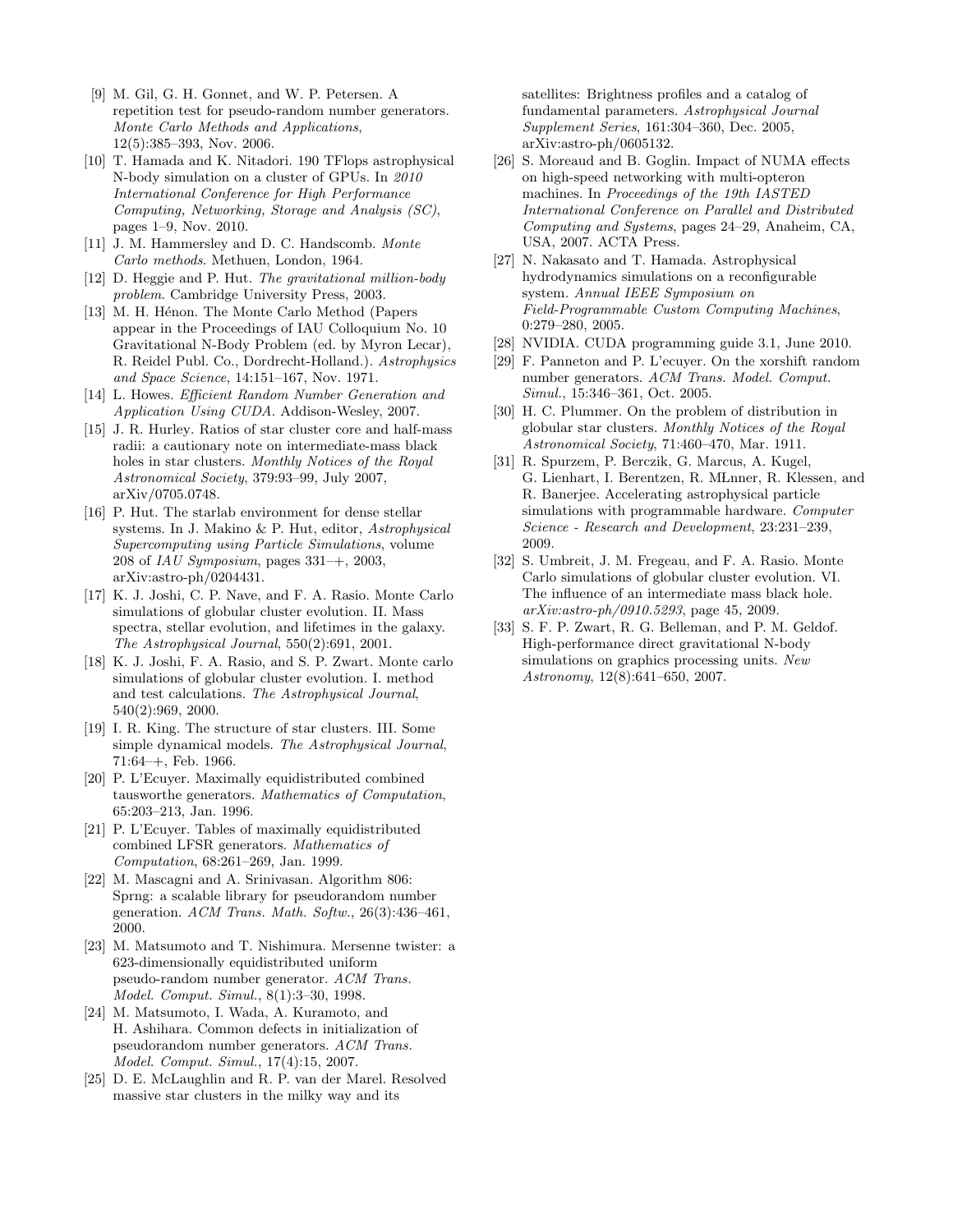[9] M. Gil, G. H. Gonnet, and W. P. Petersen. A repetition test for pseudo-random number generators. *Monte Carlo Methods and Applications*, 12(5):385–393, Nov. 2006.

[10] T. Hamada and K. Nitadori. 190 TFlops astrophysical N-body simulation on a cluster of GPUs. In *2010 International Conference for High Performance Computing, Networking, Storage and Analysis (SC)*, pages 1–9, Nov. 2010.

[11] J. M. Hammersley and D. C. Handscomb. *Monte Carlo methods*. Methuen, London, 1964.

[12] D. Heggie and P. Hut. *The gravitational million-body problem*. Cambridge University Press, 2003.

[13] M. H. Hénon. The Monte Carlo Method (Papers appear in the Proceedings of IAU Colloquium No. 10 Gravitational N-Body Problem (ed. by Myron Lecar), R. Reidel Publ. Co., Dordrecht-Holland.). *Astrophysics and Space Science*, 14:151–167, Nov. 1971.

[14] L. Howes. *Efficient Random Number Generation and Application Using CUDA*. Addison-Wesley, 2007.

[15] J. R. Hurley. Ratios of star cluster core and half-mass radii: a cautionary note on intermediate-mass black holes in star clusters. *Monthly Notices of the Royal Astronomical Society*, 379:93–99, July 2007, arXiv/0705.0748.

[16] P. Hut. The starlab environment for dense stellar systems. In J. Makino & P. Hut, editor, *Astrophysical Supercomputing using Particle Simulations*, volume 208 of *IAU Symposium*, pages 331–+, 2003, arXiv:astro-ph/0204431.

[17] K. J. Joshi, C. P. Nave, and F. A. Rasio. Monte Carlo simulations of globular cluster evolution. II. Mass spectra, stellar evolution, and lifetimes in the galaxy. *The Astrophysical Journal*, 550(2):691, 2001.

[18] K. J. Joshi, F. A. Rasio, and S. P. Zwart. Monte carlo simulations of globular cluster evolution. I. method and test calculations. *The Astrophysical Journal*, 540(2):969, 2000.

[19] I. R. King. The structure of star clusters. III. Some simple dynamical models. *The Astrophysical Journal*, 71:64–+, Feb. 1966.

[20] P. L'Ecuyer. Maximally equidistributed combined tausworthe generators. *Mathematics of Computation*, 65:203–213, Jan. 1996.

[21] P. L'Ecuyer. Tables of maximally equidistributed combined LFSR generators. *Mathematics of Computation*, 68:261–269, Jan. 1999.

[22] M. Mascagni and A. Srinivasan. Algorithm 806: Sprng: a scalable library for pseudorandom number generation. *ACM Trans. Math. Softw.*, 26(3):436–461, 2000.

[23] M. Matsumoto and T. Nishimura. Mersenne twister: a 623-dimensionally equidistributed uniform pseudo-random number generator. *ACM Trans. Model. Comput. Simul.*, 8(1):3–30, 1998.

[24] M. Matsumoto, I. Wada, A. Kuramoto, and H. Ashihara. Common defects in initialization of pseudorandom number generators. *ACM Trans. Model. Comput. Simul.*, 17(4):15, 2007.

[25] D. E. McLaughlin and R. P. van der Marel. Resolved massive star clusters in the milky way and its satellites: Brightness profiles and a catalog of fundamental parameters. *Astrophysical Journal Supplement Series*, 161:304–360, Dec. 2005, arXiv:astro-ph/0605132.

[26] S. Moreaud and B. Goglin. Impact of NUMA effects on high-speed networking with multi-opteron machines. In *Proceedings of the 19th IASTED International Conference on Parallel and Distributed Computing and Systems*, pages 24–29, Anaheim, CA, USA, 2007. ACTA Press.

[27] N. Nakasato and T. Hamada. Astrophysical hydrodynamics simulations on a reconfigurable system. *Annual IEEE Symposium on Field-Programmable Custom Computing Machines*, 0:279–280, 2005.

[28] NVIDIA. CUDA programming guide 3.1, June 2010.

[29] F. Panneton and P. L'ecuyer. On the xorshift random number generators. *ACM Trans. Model. Comput. Simul.*, 15:346–361, Oct. 2005.

[30] H. C. Plummer. On the problem of distribution in globular star clusters. *Monthly Notices of the Royal Astronomical Society*, 71:460–470, Mar. 1911.

[31] R. Spurzem, P. Berczik, G. Marcus, A. Kugel, G. Lienhart, I. Berentzen, R. MLnner, R. Klessen, and R. Banerjee. Accelerating astrophysical particle simulations with programmable hardware. *Computer Science - Research and Development*, 23:231–239, 2009.

[32] S. Umbreit, J. M. Fregeau, and F. A. Rasio. Monte Carlo simulations of globular cluster evolution. VI. The influence of an intermediate mass black hole. *arXiv:astro-ph/0910.5293*, page 45, 2009.

[33] S. F. P. Zwart, R. G. Belleman, and P. M. Geldof. High-performance direct gravitational N-body simulations on graphics processing units. *New Astronomy*, 12(8):641–650, 2007.